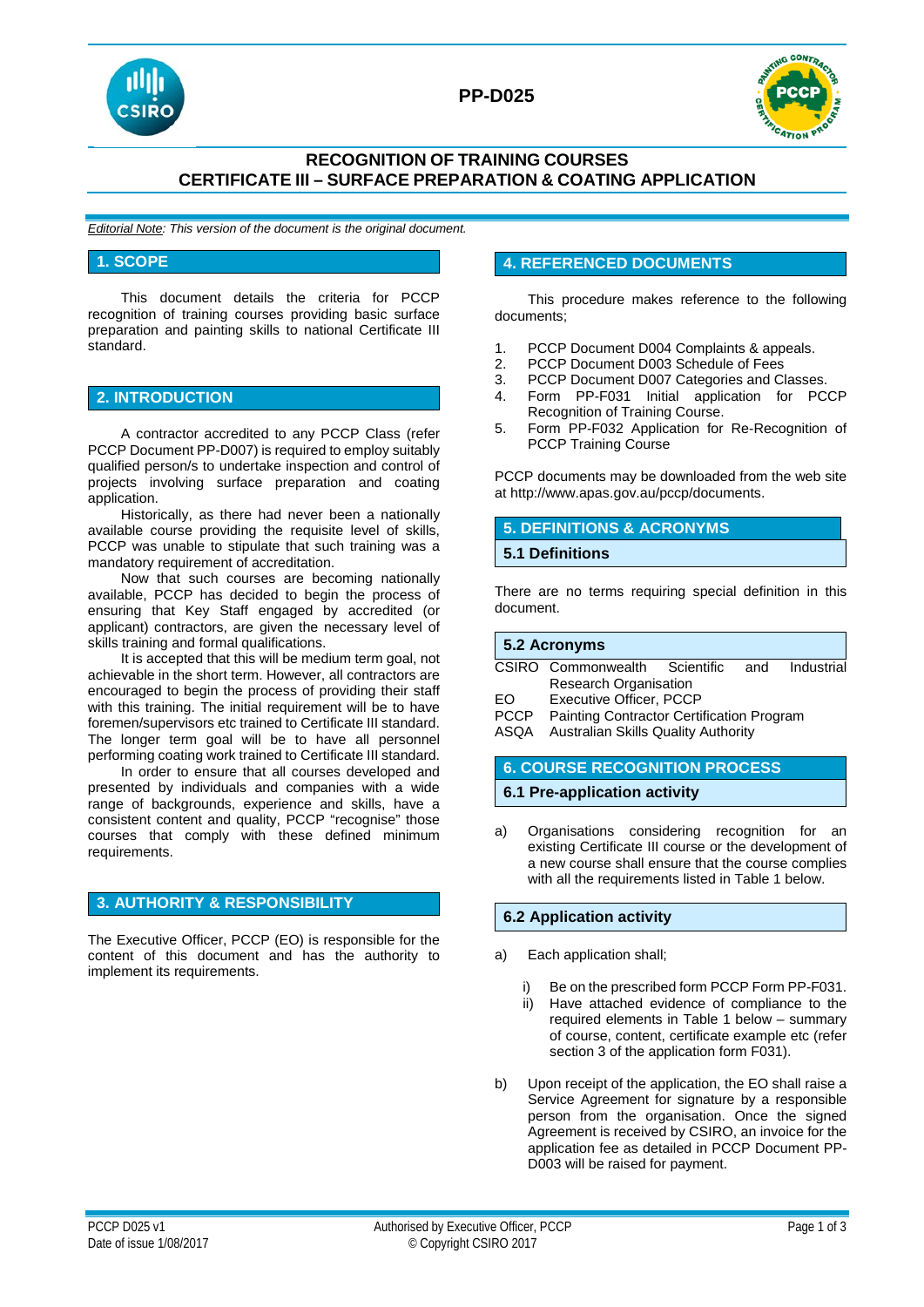# PP-D025

## RECOGNITION OF TRAINING COURSES
## CERTIFICATE III – SURFACE PREPARATION & COATING APPLICATION

*Editorial Note: This version of the document is the original document.*

## 1. SCOPE

This document details the criteria for PCCP recognition of training courses providing basic surface preparation and painting skills to national Certificate III standard.

## 2. INTRODUCTION

A contractor accredited to any PCCP Class (refer PCCP Document PP-D007) is required to employ suitably qualified person/s to undertake inspection and control of projects involving surface preparation and coating application.

Historically, as there had never been a nationally available course providing the requisite level of skills, PCCP was unable to stipulate that such training was a mandatory requirement of accreditation.

Now that such courses are becoming nationally available, PCCP has decided to begin the process of ensuring that Key Staff engaged by accredited (or applicant) contractors, are given the necessary level of skills training and formal qualifications.

It is accepted that this will be medium term goal, not achievable in the short term. However, all contractors are encouraged to begin the process of providing their staff with this training. The initial requirement will be to have foremen/supervisors etc trained to Certificate III standard. The longer term goal will be to have all personnel performing coating work trained to Certificate III standard.

In order to ensure that all courses developed and presented by individuals and companies with a wide range of backgrounds, experience and skills, have a consistent content and quality, PCCP "recognise" those courses that comply with these defined minimum requirements.

## 3. AUTHORITY & RESPONSIBILITY

The Executive Officer, PCCP (EO) is responsible for the content of this document and has the authority to implement its requirements.

## 4. REFERENCED DOCUMENTS

This procedure makes reference to the following documents;

1. PCCP Document D004 Complaints & appeals.
2. PCCP Document D003 Schedule of Fees
3. PCCP Document D007 Categories and Classes.
4. Form PP-F031 Initial application for PCCP Recognition of Training Course.
5. Form PP-F032 Application for Re-Recognition of PCCP Training Course

PCCP documents may be downloaded from the web site at http://www.apas.gov.au/pccp/documents.

## 5. DEFINITIONS & ACRONYMS

### 5.1 Definitions

There are no terms requiring special definition in this document.

### 5.2 Acronyms

| | |
|---|---|
| CSIRO | Commonwealth Scientific and Industrial Research Organisation |
| EO | Executive Officer, PCCP |
| PCCP | Painting Contractor Certification Program |
| ASQA | Australian Skills Quality Authority |

## 6. COURSE RECOGNITION PROCESS

### 6.1 Pre-application activity

a) Organisations considering recognition for an existing Certificate III course or the development of a new course shall ensure that the course complies with all the requirements listed in Table 1 below.

### 6.2 Application activity

a) Each application shall;

   i) Be on the prescribed form PCCP Form PP-F031.
   ii) Have attached evidence of compliance to the required elements in Table 1 below – summary of course, content, certificate example etc (refer section 3 of the application form F031).

b) Upon receipt of the application, the EO shall raise a Service Agreement for signature by a responsible person from the organisation. Once the signed Agreement is received by CSIRO, an invoice for the application fee as detailed in PCCP Document PP-D003 will be raised for payment.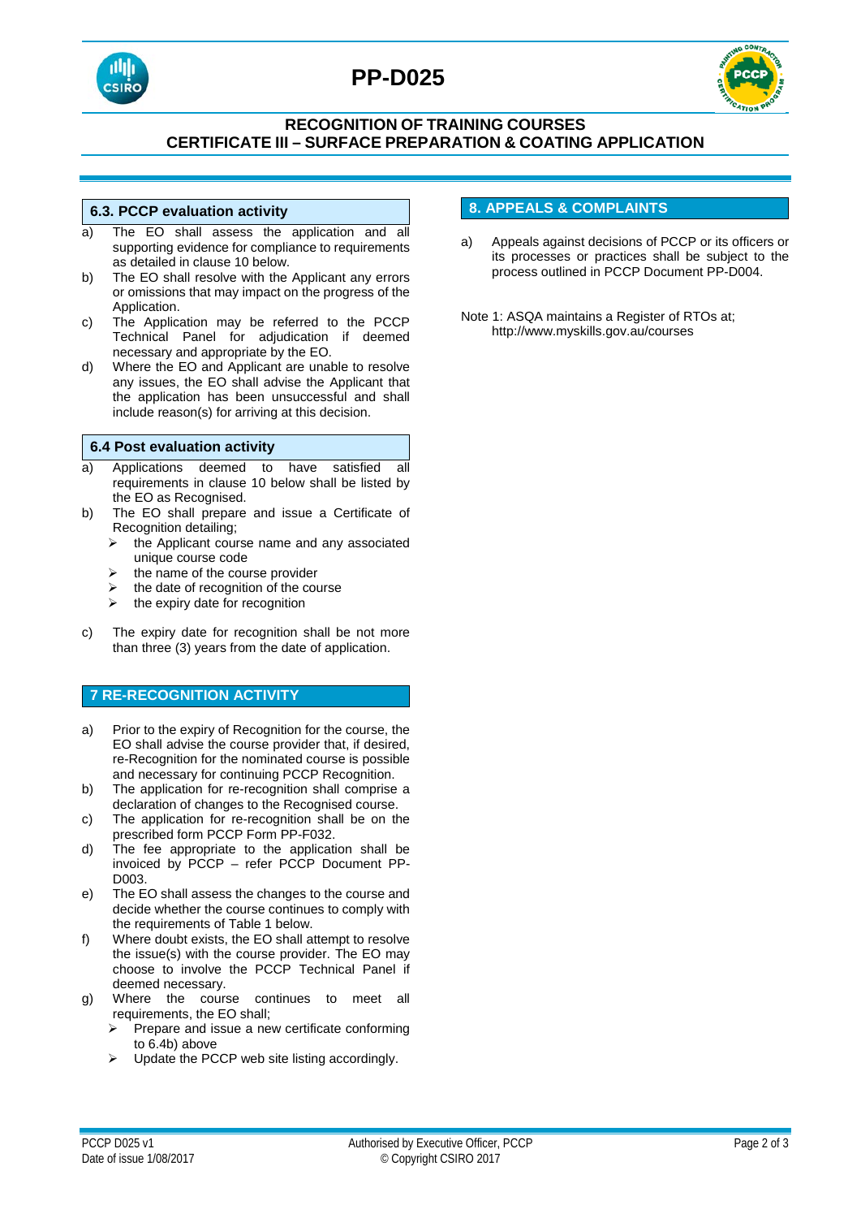### 6.3. PCCP evaluation activity

a) The EO shall assess the application and all supporting evidence for compliance to requirements as detailed in clause 10 below.

b) The EO shall resolve with the Applicant any errors or omissions that may impact on the progress of the Application.

c) The Application may be referred to the PCCP Technical Panel for adjudication if deemed necessary and appropriate by the EO.

d) Where the EO and Applicant are unable to resolve any issues, the EO shall advise the Applicant that the application has been unsuccessful and shall include reason(s) for arriving at this decision.

### 6.4 Post evaluation activity

a) Applications deemed to have satisfied all requirements in clause 10 below shall be listed by the EO as Recognised.

b) The EO shall prepare and issue a Certificate of Recognition detailing;
   - the Applicant course name and any associated unique course code
   - the name of the course provider
   - the date of recognition of the course
   - the expiry date for recognition

c) The expiry date for recognition shall be not more than three (3) years from the date of application.

## 7 RE-RECOGNITION ACTIVITY

a) Prior to the expiry of Recognition for the course, the EO shall advise the course provider that, if desired, re-Recognition for the nominated course is possible and necessary for continuing PCCP Recognition.

b) The application for re-recognition shall comprise a declaration of changes to the Recognised course.

c) The application for re-recognition shall be on the prescribed form PCCP Form PP-F032.

d) The fee appropriate to the application shall be invoiced by PCCP – refer PCCP Document PP-D003.

e) The EO shall assess the changes to the course and decide whether the course continues to comply with the requirements of Table 1 below.

f) Where doubt exists, the EO shall attempt to resolve the issue(s) with the course provider. The EO may choose to involve the PCCP Technical Panel if deemed necessary.

g) Where the course continues to meet all requirements, the EO shall;
   - Prepare and issue a new certificate conforming to 6.4b) above
   - Update the PCCP web site listing accordingly.

## 8. APPEALS & COMPLAINTS

a) Appeals against decisions of PCCP or its officers or its processes or practices shall be subject to the process outlined in PCCP Document PP-D004.

Note 1: ASQA maintains a Register of RTOs at; http://www.myskills.gov.au/courses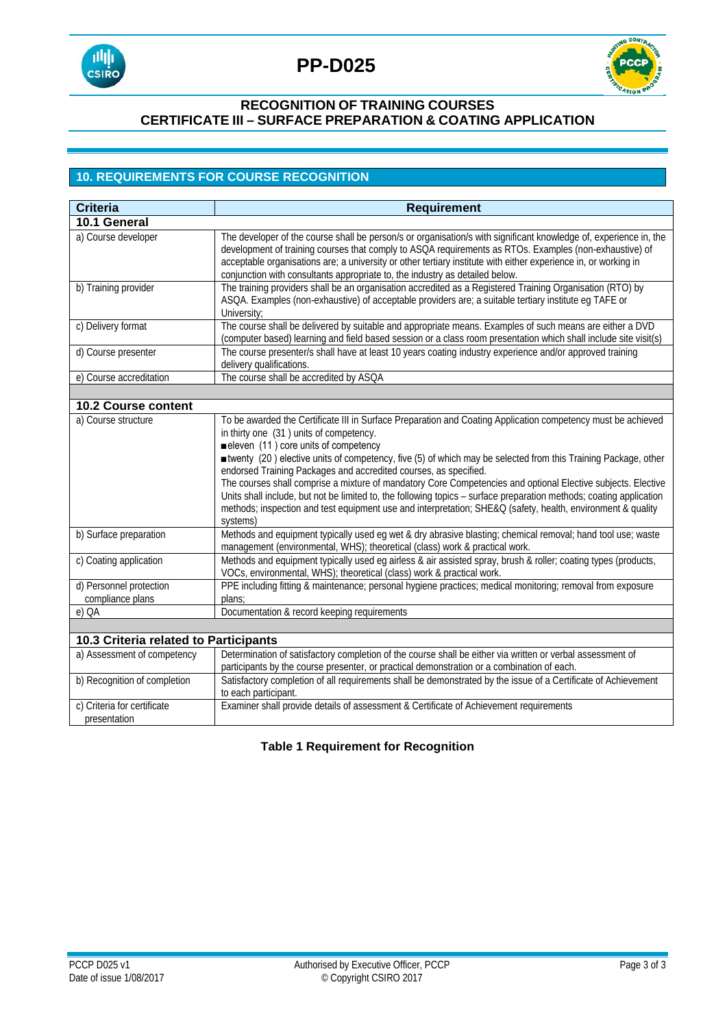# PP-D025

## RECOGNITION OF TRAINING COURSES
## CERTIFICATE III – SURFACE PREPARATION & COATING APPLICATION

## 10. REQUIREMENTS FOR COURSE RECOGNITION

| Criteria | Requirement |
|---|---|
| **10.1 General** | |
| a) Course developer | The developer of the course shall be person/s or organisation/s with significant knowledge of, experience in, the development of training courses that comply to ASQA requirements as RTOs. Examples (non-exhaustive) of acceptable organisations are; a university or other tertiary institute with either experience in, or working in conjunction with consultants appropriate to, the industry as detailed below. |
| b) Training provider | The training providers shall be an organisation accredited as a Registered Training Organisation (RTO) by ASQA. Examples (non-exhaustive) of acceptable providers are; a suitable tertiary institute eg TAFE or University; |
| c) Delivery format | The course shall be delivered by suitable and appropriate means. Examples of such means are either a DVD (computer based) learning and field based session or a class room presentation which shall include site visit(s) |
| d) Course presenter | The course presenter/s shall have at least 10 years coating industry experience and/or approved training delivery qualifications. |
| e) Course accreditation | The course shall be accredited by ASQA |
| | |
| **10.2 Course content** | |
| a) Course structure | To be awarded the Certificate III in Surface Preparation and Coating Application competency must be achieved in thirty one (31 ) units of competency.<br>■ eleven (11 ) core units of competency<br>■ twenty (20 ) elective units of competency, five (5) of which may be selected from this Training Package, other endorsed Training Packages and accredited courses, as specified.<br>The courses shall comprise a mixture of mandatory Core Competencies and optional Elective subjects. Elective Units shall include, but not be limited to, the following topics – surface preparation methods; coating application methods; inspection and test equipment use and interpretation; SHE&Q (safety, health, environment & quality systems) |
| b) Surface preparation | Methods and equipment typically used eg wet & dry abrasive blasting; chemical removal; hand tool use; waste management (environmental, WHS); theoretical (class) work & practical work. |
| c) Coating application | Methods and equipment typically used eg airless & air assisted spray, brush & roller; coating types (products, VOCs, environmental, WHS); theoretical (class) work & practical work. |
| d) Personnel protection compliance plans | PPE including fitting & maintenance; personal hygiene practices; medical monitoring; removal from exposure plans; |
| e) QA | Documentation & record keeping requirements |
| | |
| **10.3 Criteria related to Participants** | |
| a) Assessment of competency | Determination of satisfactory completion of the course shall be either via written or verbal assessment of participants by the course presenter, or practical demonstration or a combination of each. |
| b) Recognition of completion | Satisfactory completion of all requirements shall be demonstrated by the issue of a Certificate of Achievement to each participant. |
| c) Criteria for certificate presentation | Examiner shall provide details of assessment & Certificate of Achievement requirements |

**Table 1 Requirement for Recognition**

PCCP D025 v1
Date of issue 1/08/2017

Authorised by Executive Officer, PCCP
© Copyright CSIRO 2017